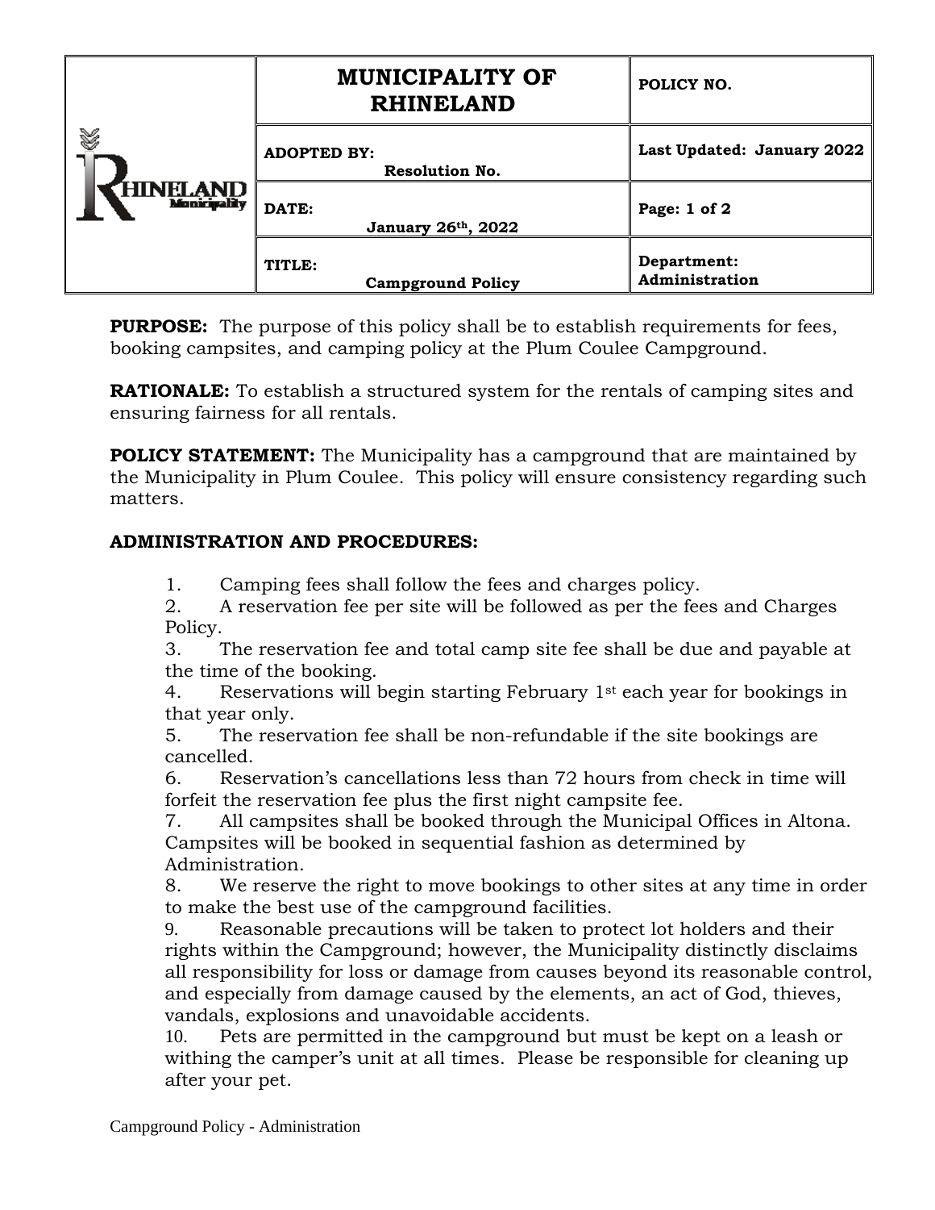| RHINELAND Municipality | MUNICIPALITY OF RHINELAND | POLICY NO. |
|---|---|---|
| | ADOPTED BY: Resolution No. | Last Updated: January 2022 |
| | DATE: January 26th, 2022 | |
| | TITLE: Campground Policy | Department: Administration |

**PURPOSE:** The purpose of this policy shall be to establish requirements for fees, booking campsites, and camping policy at the Plum Coulee Campground.

**RATIONALE:** To establish a structured system for the rentals of camping sites and ensuring fairness for all rentals.

**POLICY STATEMENT:** The Municipality has a campground that are maintained by the Municipality in Plum Coulee. This policy will ensure consistency regarding such matters.

**ADMINISTRATION AND PROCEDURES:**

1. Camping fees shall follow the fees and charges policy.
2. A reservation fee per site will be followed as per the fees and Charges Policy.
3. The reservation fee and total camp site fee shall be due and payable at the time of the booking.
4. Reservations will begin starting February 1st each year for bookings in that year only.
5. The reservation fee shall be non-refundable if the site bookings are cancelled.
6. Reservation's cancellations less than 72 hours from check in time will forfeit the reservation fee plus the first night campsite fee.
7. All campsites shall be booked through the Municipal Offices in Altona. Campsites will be booked in sequential fashion as determined by Administration.
8. We reserve the right to move bookings to other sites at any time in order to make the best use of the campground facilities.
9. Reasonable precautions will be taken to protect lot holders and their rights within the Campground; however, the Municipality distinctly disclaims all responsibility for loss or damage from causes beyond its reasonable control, and especially from damage caused by the elements, an act of God, thieves, vandals, explosions and unavoidable accidents.
10. Pets are permitted in the campground but must be kept on a leash or withing the camper's unit at all times. Please be responsible for cleaning up after your pet.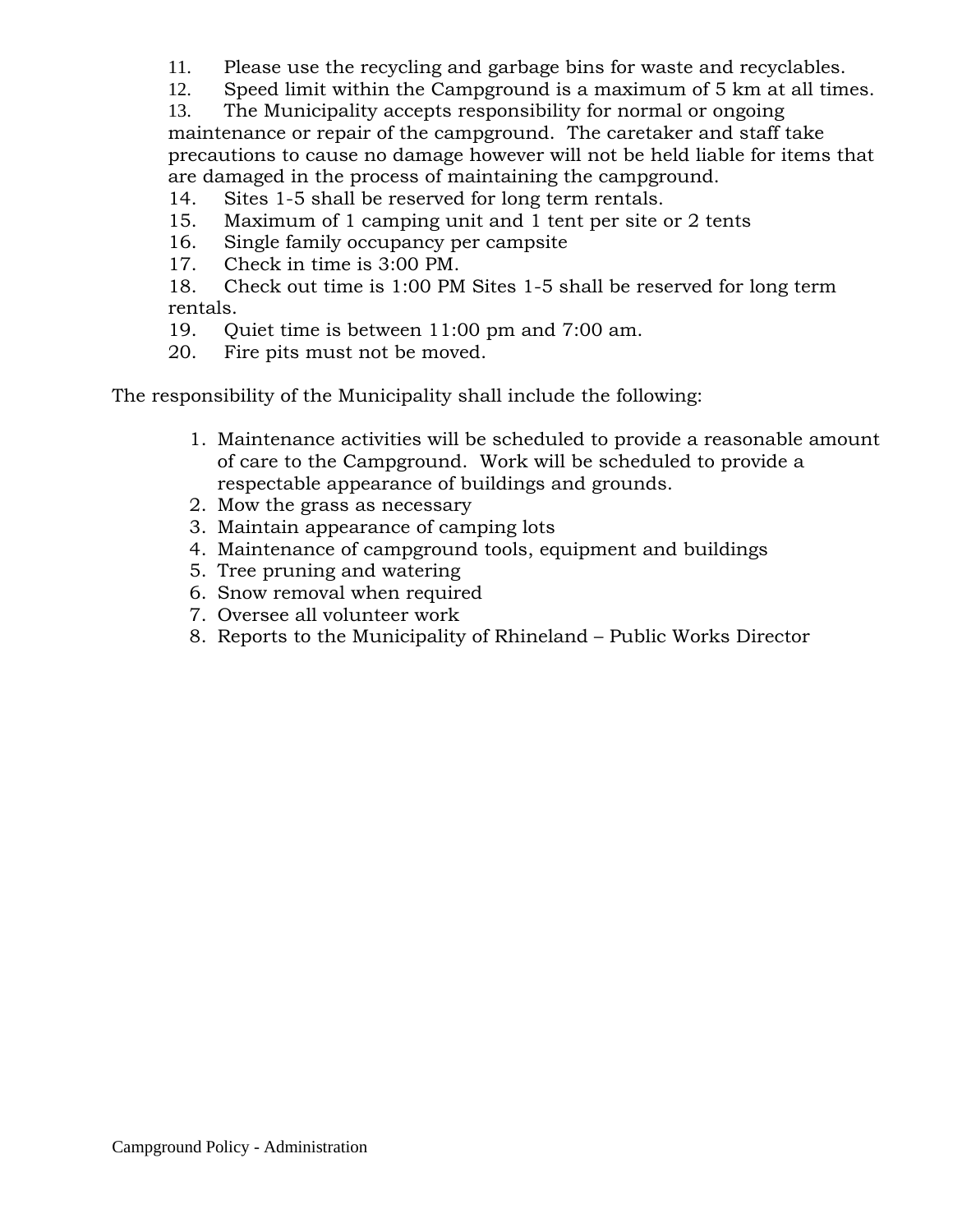11. Please use the recycling and garbage bins for waste and recyclables.
12. Speed limit within the Campground is a maximum of 5 km at all times.
13. The Municipality accepts responsibility for normal or ongoing maintenance or repair of the campground. The caretaker and staff take precautions to cause no damage however will not be held liable for items that are damaged in the process of maintaining the campground.
14. Sites 1-5 shall be reserved for long term rentals.
15. Maximum of 1 camping unit and 1 tent per site or 2 tents
16. Single family occupancy per campsite
17. Check in time is 3:00 PM.
18. Check out time is 1:00 PM Sites 1-5 shall be reserved for long term rentals.
19. Quiet time is between 11:00 pm and 7:00 am.
20. Fire pits must not be moved.

The responsibility of the Municipality shall include the following:

1. Maintenance activities will be scheduled to provide a reasonable amount of care to the Campground. Work will be scheduled to provide a respectable appearance of buildings and grounds.
2. Mow the grass as necessary
3. Maintain appearance of camping lots
4. Maintenance of campground tools, equipment and buildings
5. Tree pruning and watering
6. Snow removal when required
7. Oversee all volunteer work
8. Reports to the Municipality of Rhineland – Public Works Director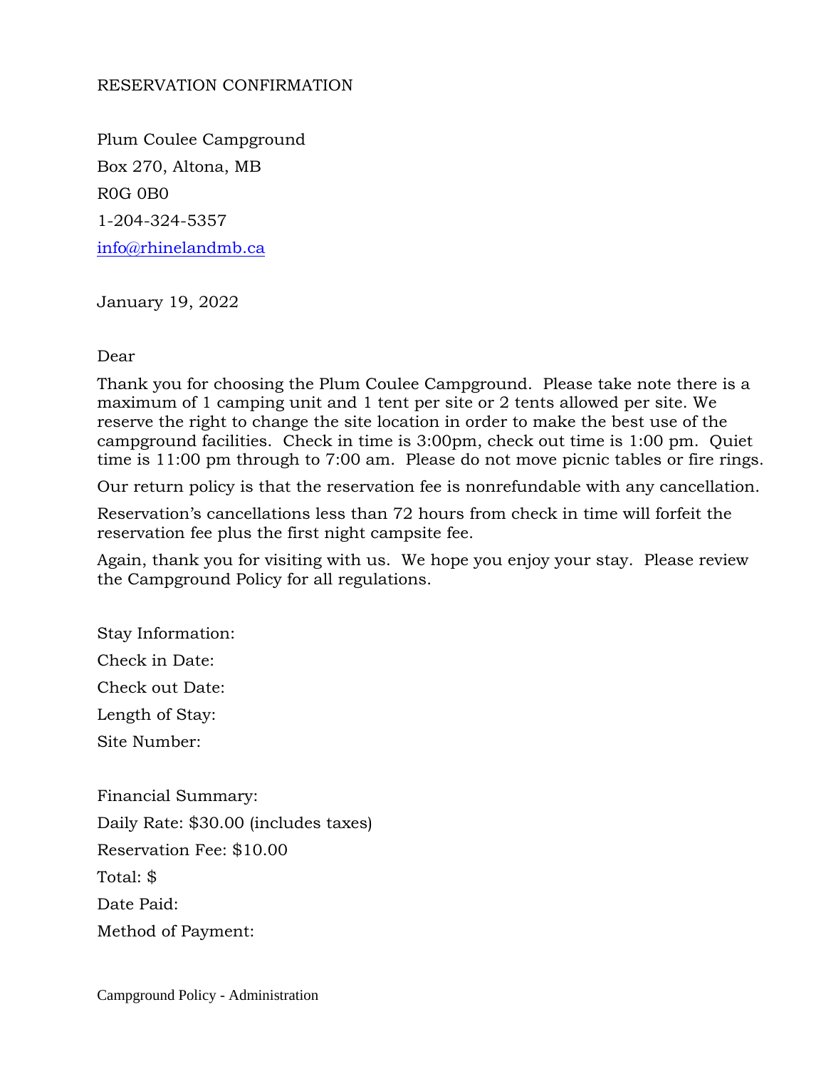RESERVATION CONFIRMATION

Plum Coulee Campground

Box 270, Altona, MB

R0G 0B0

1-204-324-5357

info@rhinelandmb.ca

January 19, 2022

Dear

Thank you for choosing the Plum Coulee Campground. Please take note there is a maximum of 1 camping unit and 1 tent per site or 2 tents allowed per site. We reserve the right to change the site location in order to make the best use of the campground facilities. Check in time is 3:00pm, check out time is 1:00 pm. Quiet time is 11:00 pm through to 7:00 am. Please do not move picnic tables or fire rings.

Our return policy is that the reservation fee is nonrefundable with any cancellation.

Reservation's cancellations less than 72 hours from check in time will forfeit the reservation fee plus the first night campsite fee.

Again, thank you for visiting with us. We hope you enjoy your stay. Please review the Campground Policy for all regulations.

Stay Information:

Check in Date:

Check out Date:

Length of Stay:

Site Number:

Financial Summary:

Daily Rate: $30.00 (includes taxes)

Reservation Fee: $10.00

Total: $

Date Paid:

Method of Payment: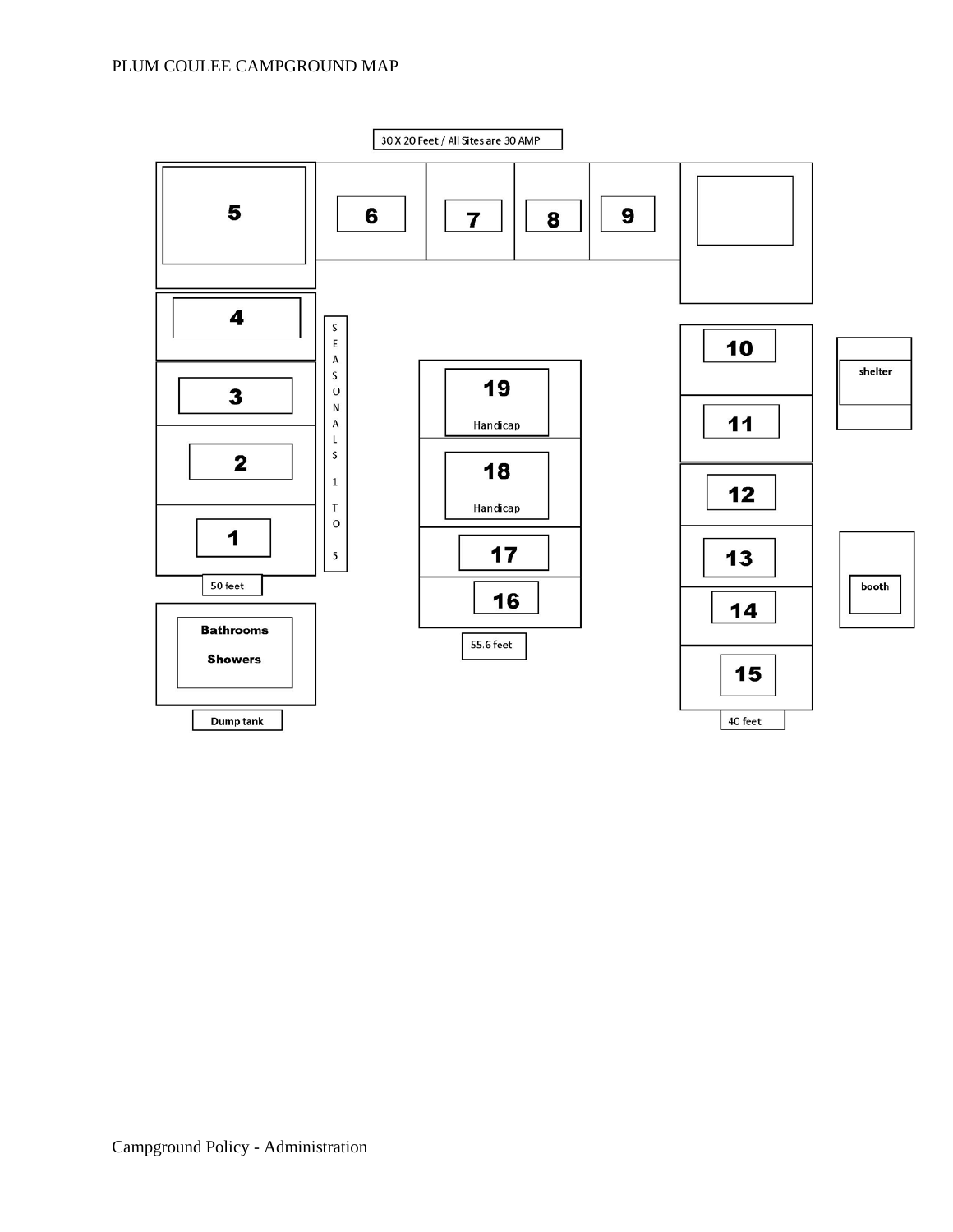# PLUM COULEE CAMPGROUND MAP

30 X 20 Feet / All Sites are 30 AMP

5

6

7

8

9

4

SEASONALS 1 TO 5

10

shelter

3

19

Handicap

11

2

18

Handicap

12

1

17

13

booth

50 feet

16

14

Bathrooms

Showers

55.6 feet

15

Dump tank

40 feet

Campground Policy - Administration